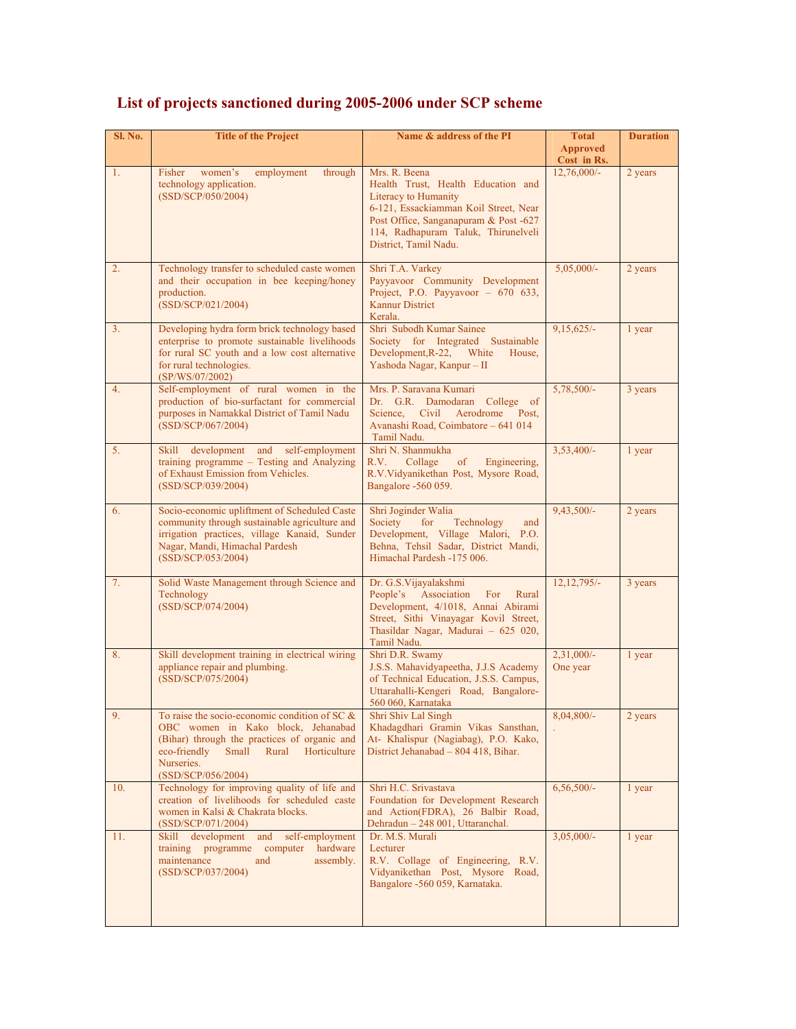# List of projects sanctioned during 2005-2006 under SCP scheme

| Sl. No. | Title of the Project | Name & address of the PI | Total Approved Cost in Rs. | Duration |
|---|---|---|---|---|
| 1. | Fisher women's employment through technology application. (SSD/SCP/050/2004) | Mrs. R. Beena<br>Health Trust, Health Education and Literacy to Humanity<br>6-121, Essackiamman Koil Street, Near Post Office, Sanganapuram & Post -627 114, Radhapuram Taluk, Thirunelveli District, Tamil Nadu. | 12,76,000/- | 2 years |
| 2. | Technology transfer to scheduled caste women and their occupation in bee keeping/honey production. (SSD/SCP/021/2004) | Shri T.A. Varkey<br>Payyavoor Community Development Project, P.O. Payyavoor – 670 633, Kannur District<br>Kerala. | 5,05,000/- | 2 years |
| 3. | Developing hydra form brick technology based enterprise to promote sustainable livelihoods for rural SC youth and a low cost alternative for rural technologies. (SP/WS/07/2002) | Shri Subodh Kumar Sainee<br>Society for Integrated Sustainable Development,R-22, White House, Yashoda Nagar, Kanpur – II | 9,15,625/- | 1 year |
| 4. | Self-employment of rural women in the production of bio-surfactant for commercial purposes in Namakkal District of Tamil Nadu (SSD/SCP/067/2004) | Mrs. P. Saravana Kumari<br>Dr. G.R. Damodaran College of Science, Civil Aerodrome Post, Avanashi Road, Coimbatore – 641 014<br>Tamil Nadu. | 5,78,500/- | 3 years |
| 5. | Skill development and self-employment training programme – Testing and Analyzing of Exhaust Emission from Vehicles. (SSD/SCP/039/2004) | Shri N. Shanmukha<br>R.V. Collage of Engineering, R.V.Vidyanikethan Post, Mysore Road, Bangalore -560 059. | 3,53,400/- | 1 year |
| 6. | Socio-economic upliftment of Scheduled Caste community through sustainable agriculture and irrigation practices, village Kanaid, Sunder Nagar, Mandi, Himachal Pardesh (SSD/SCP/053/2004) | Shri Joginder Walia<br>Society for Technology and Development, Village Malori, P.O. Behna, Tehsil Sadar, District Mandi, Himachal Pardesh -175 006. | 9,43,500/- | 2 years |
| 7. | Solid Waste Management through Science and Technology (SSD/SCP/074/2004) | Dr. G.S.Vijayalakshmi<br>People's Association For Rural Development, 4/1018, Annai Abirami Street, Sithi Vinayagar Kovil Street, Thasildar Nagar, Madurai – 625 020, Tamil Nadu. | 12,12,795/- | 3 years |
| 8. | Skill development training in electrical wiring appliance repair and plumbing. (SSD/SCP/075/2004) | Shri D.R. Swamy<br>J.S.S. Mahavidyapeetha, J.J.S Academy of Technical Education, J.S.S. Campus, Uttarahalli-Kengeri Road, Bangalore-560 060, Karnataka | 2,31,000/-<br>One year | 1 year |
| 9. | To raise the socio-economic condition of SC & OBC women in Kako block, Jehanabad (Bihar) through the practices of organic and eco-friendly Small Rural Horticulture Nurseries. (SSD/SCP/056/2004) | Shri Shiv Lal Singh<br>Khadagdhari Gramin Vikas Sansthan, At- Khalispur (Nagiabag), P.O. Kako, District Jehanabad – 804 418, Bihar. | 8,04,800/-<br>. | 2 years |
| 10. | Technology for improving quality of life and creation of livelihoods for scheduled caste women in Kalsi & Chakrata blocks. (SSD/SCP/071/2004) | Shri H.C. Srivastava<br>Foundation for Development Research and Action(FDRA), 26 Balbir Road, Dehradun – 248 001, Uttaranchal. | 6,56,500/- | 1 year |
| 11. | Skill development and self-employment training programme computer hardware maintenance and assembly. (SSD/SCP/037/2004) | Dr. M.S. Murali<br>Lecturer<br>R.V. Collage of Engineering, R.V. Vidyanikethan Post, Mysore Road, Bangalore -560 059, Karnataka. | 3,05,000/- | 1 year |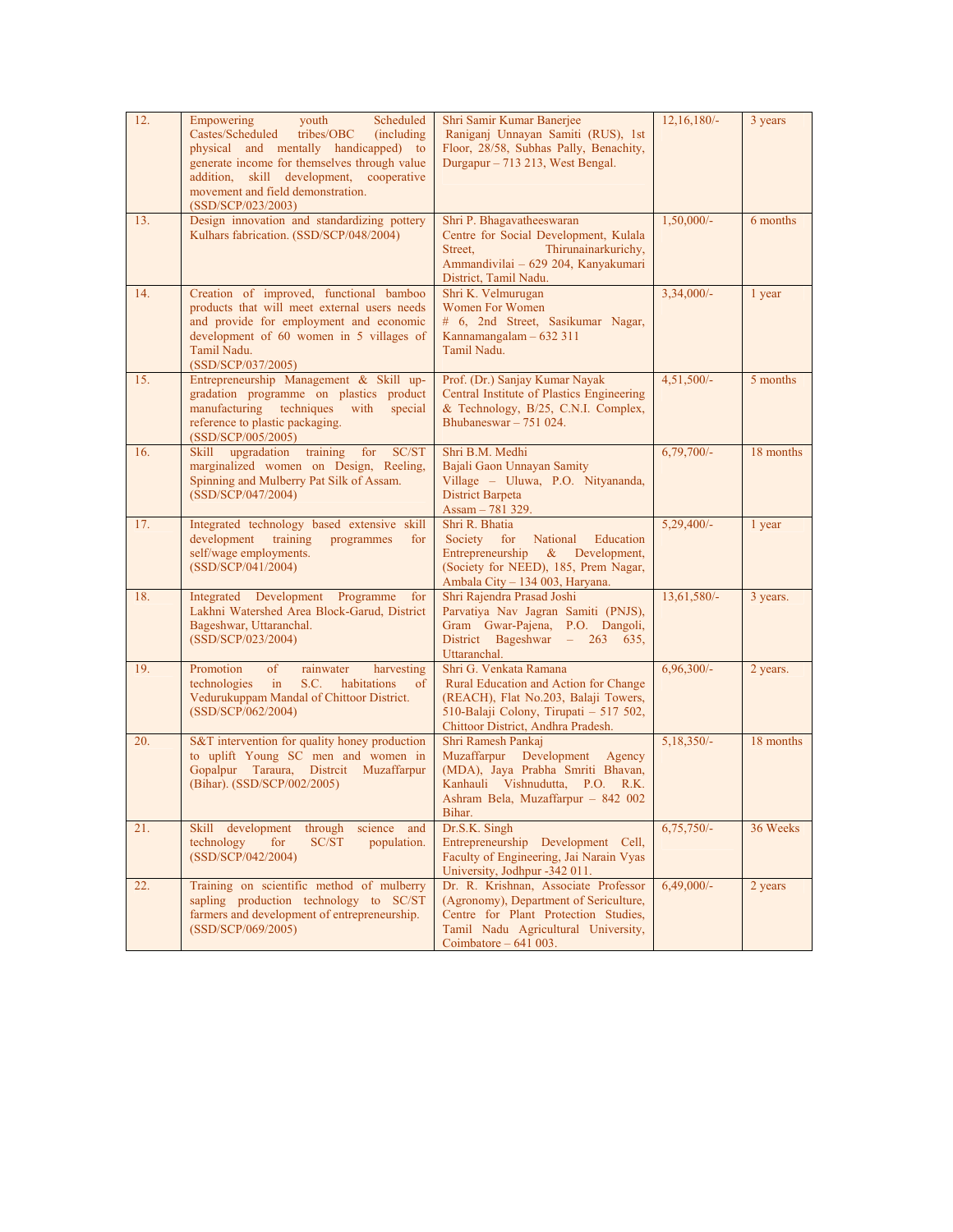| | | | | |
|---|---|---|---|---|
| 12. | Empowering youth Scheduled Castes/Scheduled tribes/OBC (including physical and mentally handicapped) to generate income for themselves through value addition, skill development, cooperative movement and field demonstration. (SSD/SCP/023/2003) | Shri Samir Kumar Banerjee Raniganj Unnayan Samiti (RUS), 1st Floor, 28/58, Subhas Pally, Benachity, Durgapur – 713 213, West Bengal. | 12,16,180/- | 3 years |
| 13. | Design innovation and standardizing pottery Kulhars fabrication. (SSD/SCP/048/2004) | Shri P. Bhagavatheeswaran Centre for Social Development, Kulala Street, Thirunainarkurichy, Ammandivilai – 629 204, Kanyakumari District, Tamil Nadu. | 1,50,000/- | 6 months |
| 14. | Creation of improved, functional bamboo products that will meet external users needs and provide for employment and economic development of 60 women in 5 villages of Tamil Nadu. (SSD/SCP/037/2005) | Shri K. Velmurugan Women For Women # 6, 2nd Street, Sasikumar Nagar, Kannamangalam – 632 311 Tamil Nadu. | 3,34,000/- | 1 year |
| 15. | Entrepreneurship Management & Skill up-gradation programme on plastics product manufacturing techniques with special reference to plastic packaging. (SSD/SCP/005/2005) | Prof. (Dr.) Sanjay Kumar Nayak Central Institute of Plastics Engineering & Technology, B/25, C.N.I. Complex, Bhubaneswar – 751 024. | 4,51,500/- | 5 months |
| 16. | Skill upgradation training for SC/ST marginalized women on Design, Reeling, Spinning and Mulberry Pat Silk of Assam. (SSD/SCP/047/2004) | Shri B.M. Medhi Bajali Gaon Unnayan Samity Village – Uluwa, P.O. Nityananda, District Barpeta Assam – 781 329. | 6,79,700/- | 18 months |
| 17. | Integrated technology based extensive skill development training programmes for self/wage employments. (SSD/SCP/041/2004) | Shri R. Bhatia Society for National Education Entrepreneurship & Development, (Society for NEED), 185, Prem Nagar, Ambala City – 134 003, Haryana. | 5,29,400/- | 1 year |
| 18. | Integrated Development Programme for Lakhni Watershed Area Block-Garud, District Bageshwar, Uttaranchal. (SSD/SCP/023/2004) | Shri Rajendra Prasad Joshi Parvatiya Nav Jagran Samiti (PNJS), Gram Gwar-Pajena, P.O. Dangoli, District Bageshwar – 263 635, Uttaranchal. | 13,61,580/- | 3 years. |
| 19. | Promotion of rainwater harvesting technologies in S.C. habitations of Vedurukuppam Mandal of Chittoor District. (SSD/SCP/062/2004) | Shri G. Venkata Ramana Rural Education and Action for Change (REACH), Flat No.203, Balaji Towers, 510-Balaji Colony, Tirupati – 517 502, Chittoor District, Andhra Pradesh. | 6,96,300/- | 2 years. |
| 20. | S&T intervention for quality honey production to uplift Young SC men and women in Gopalpur Taraura, Distrcit Muzaffarpur (Bihar). (SSD/SCP/002/2005) | Shri Ramesh Pankaj Muzaffarpur Development Agency (MDA), Jaya Prabha Smriti Bhavan, Kanhauli Vishnudutta, P.O. R.K. Ashram Bela, Muzaffarpur – 842 002 Bihar. | 5,18,350/- | 18 months |
| 21. | Skill development through science and technology for SC/ST population. (SSD/SCP/042/2004) | Dr.S.K. Singh Entrepreneurship Development Cell, Faculty of Engineering, Jai Narain Vyas University, Jodhpur -342 011. | 6,75,750/- | 36 Weeks |
| 22. | Training on scientific method of mulberry sapling production technology to SC/ST farmers and development of entrepreneurship. (SSD/SCP/069/2005) | Dr. R. Krishnan, Associate Professor (Agronomy), Department of Sericulture, Centre for Plant Protection Studies, Tamil Nadu Agricultural University, Coimbatore – 641 003. | 6,49,000/- | 2 years |